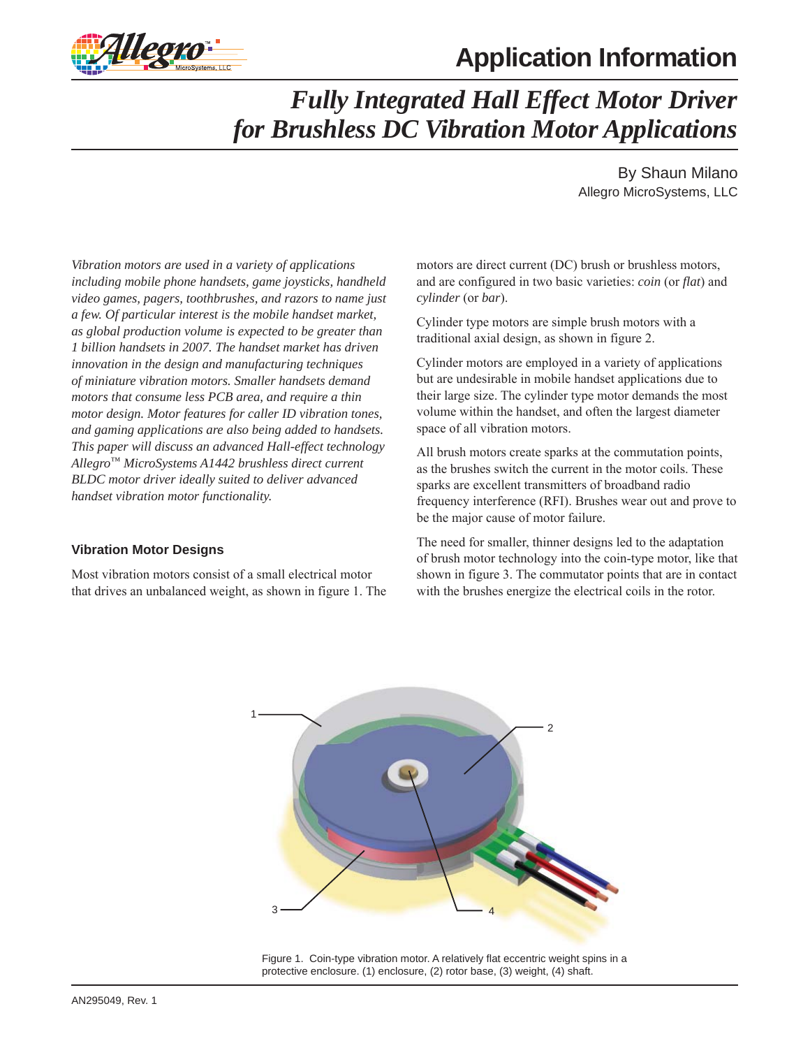# Application Information

## *Fully Integrated Hall Effect Motor Driver for Brushless DC Vibration Motor Applications*

By Shaun Milano
Allegro MicroSystems, LLC

*Vibration motors are used in a variety of applications including mobile phone handsets, game joysticks, handheld video games, pagers, toothbrushes, and razors to name just a few. Of particular interest is the mobile handset market, as global production volume is expected to be greater than 1 billion handsets in 2007. The handset market has driven innovation in the design and manufacturing techniques of miniature vibration motors. Smaller handsets demand motors that consume less PCB area, and require a thin motor design. Motor features for caller ID vibration tones, and gaming applications are also being added to handsets. This paper will discuss an advanced Hall-effect technology Allegro™ MicroSystems A1442 brushless direct current BLDC motor driver ideally suited to deliver advanced handset vibration motor functionality.*

### Vibration Motor Designs

Most vibration motors consist of a small electrical motor that drives an unbalanced weight, as shown in figure 1. The motors are direct current (DC) brush or brushless motors, and are configured in two basic varieties: *coin* (or *flat*) and *cylinder* (or *bar*).

Cylinder type motors are simple brush motors with a traditional axial design, as shown in figure 2.

Cylinder motors are employed in a variety of applications but are undesirable in mobile handset applications due to their large size. The cylinder type motor demands the most volume within the handset, and often the largest diameter space of all vibration motors.

All brush motors create sparks at the commutation points, as the brushes switch the current in the motor coils. These sparks are excellent transmitters of broadband radio frequency interference (RFI). Brushes wear out and prove to be the major cause of motor failure.

The need for smaller, thinner designs led to the adaptation of brush motor technology into the coin-type motor, like that shown in figure 3. The commutator points that are in contact with the brushes energize the electrical coils in the rotor.

Figure 1. Coin-type vibration motor. A relatively flat eccentric weight spins in a protective enclosure. (1) enclosure, (2) rotor base, (3) weight, (4) shaft.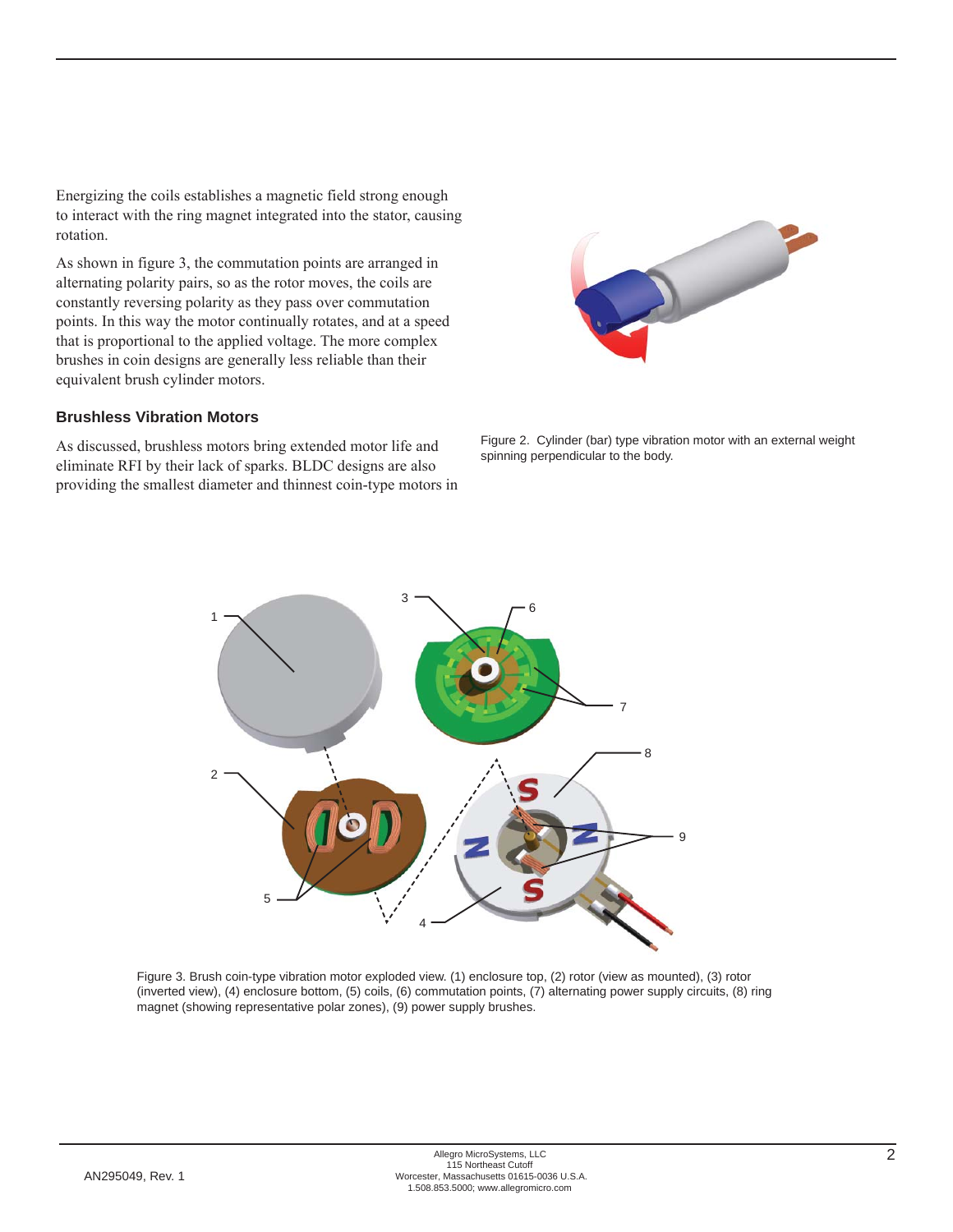Energizing the coils establishes a magnetic field strong enough to interact with the ring magnet integrated into the stator, causing rotation.

As shown in figure 3, the commutation points are arranged in alternating polarity pairs, so as the rotor moves, the coils are constantly reversing polarity as they pass over commutation points. In this way the motor continually rotates, and at a speed that is proportional to the applied voltage. The more complex brushes in coin designs are generally less reliable than their equivalent brush cylinder motors.

### Brushless Vibration Motors

As discussed, brushless motors bring extended motor life and eliminate RFI by their lack of sparks. BLDC designs are also providing the smallest diameter and thinnest coin-type motors in

Figure 2. Cylinder (bar) type vibration motor with an external weight spinning perpendicular to the body.

Figure 3. Brush coin-type vibration motor exploded view. (1) enclosure top, (2) rotor (view as mounted), (3) rotor (inverted view), (4) enclosure bottom, (5) coils, (6) commutation points, (7) alternating power supply circuits, (8) ring magnet (showing representative polar zones), (9) power supply brushes.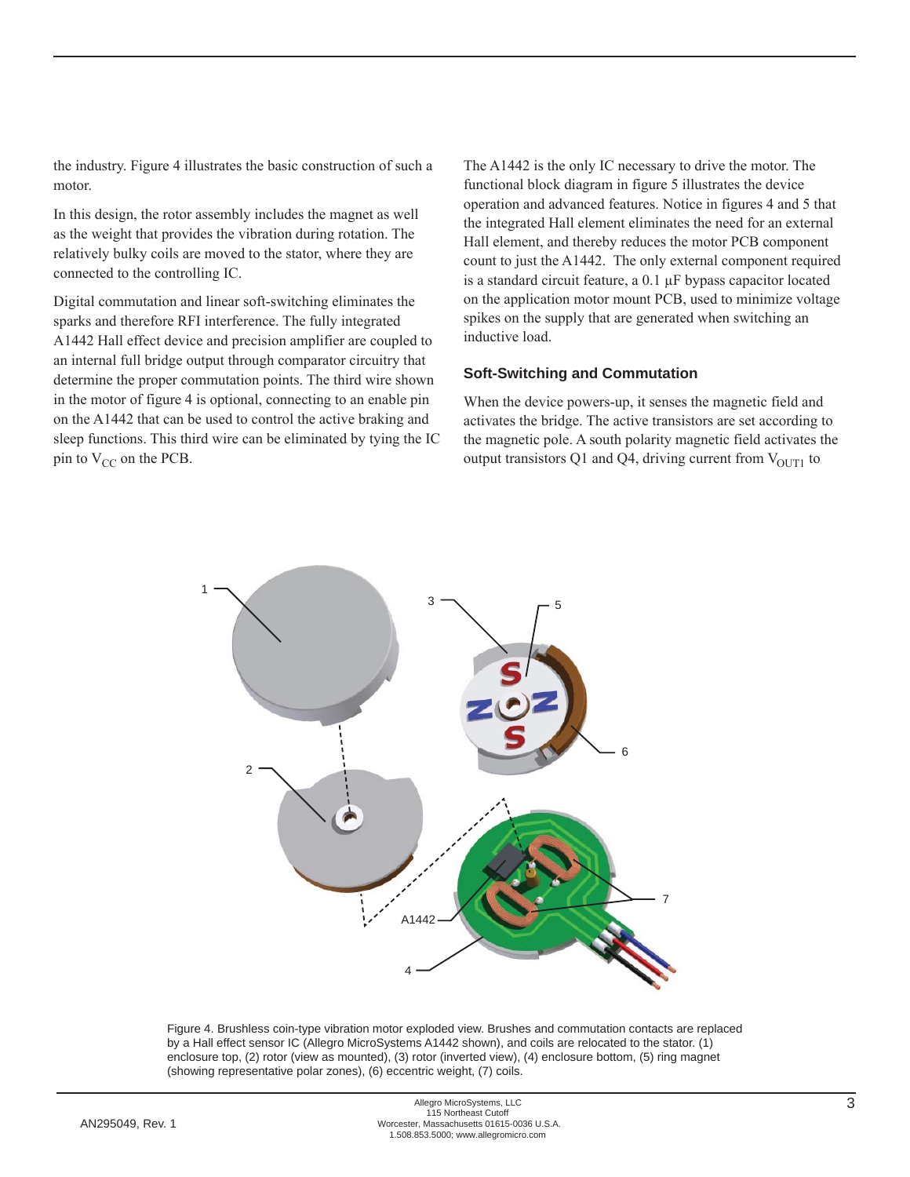the industry. Figure 4 illustrates the basic construction of such a motor.

In this design, the rotor assembly includes the magnet as well as the weight that provides the vibration during rotation. The relatively bulky coils are moved to the stator, where they are connected to the controlling IC.

Digital commutation and linear soft-switching eliminates the sparks and therefore RFI interference. The fully integrated A1442 Hall effect device and precision amplifier are coupled to an internal full bridge output through comparator circuitry that determine the proper commutation points. The third wire shown in the motor of figure 4 is optional, connecting to an enable pin on the A1442 that can be used to control the active braking and sleep functions. This third wire can be eliminated by tying the IC pin to $V_{CC}$ on the PCB.

The A1442 is the only IC necessary to drive the motor. The functional block diagram in figure 5 illustrates the device operation and advanced features. Notice in figures 4 and 5 that the integrated Hall element eliminates the need for an external Hall element, and thereby reduces the motor PCB component count to just the A1442. The only external component required is a standard circuit feature, a 0.1 μF bypass capacitor located on the application motor mount PCB, used to minimize voltage spikes on the supply that are generated when switching an inductive load.

### Soft-Switching and Commutation

When the device powers-up, it senses the magnetic field and activates the bridge. The active transistors are set according to the magnetic pole. A south polarity magnetic field activates the output transistors Q1 and Q4, driving current from $V_{OUT1}$ to

Figure 4. Brushless coin-type vibration motor exploded view. Brushes and commutation contacts are replaced by a Hall effect sensor IC (Allegro MicroSystems A1442 shown), and coils are relocated to the stator. (1) enclosure top, (2) rotor (view as mounted), (3) rotor (inverted view), (4) enclosure bottom, (5) ring magnet (showing representative polar zones), (6) eccentric weight, (7) coils.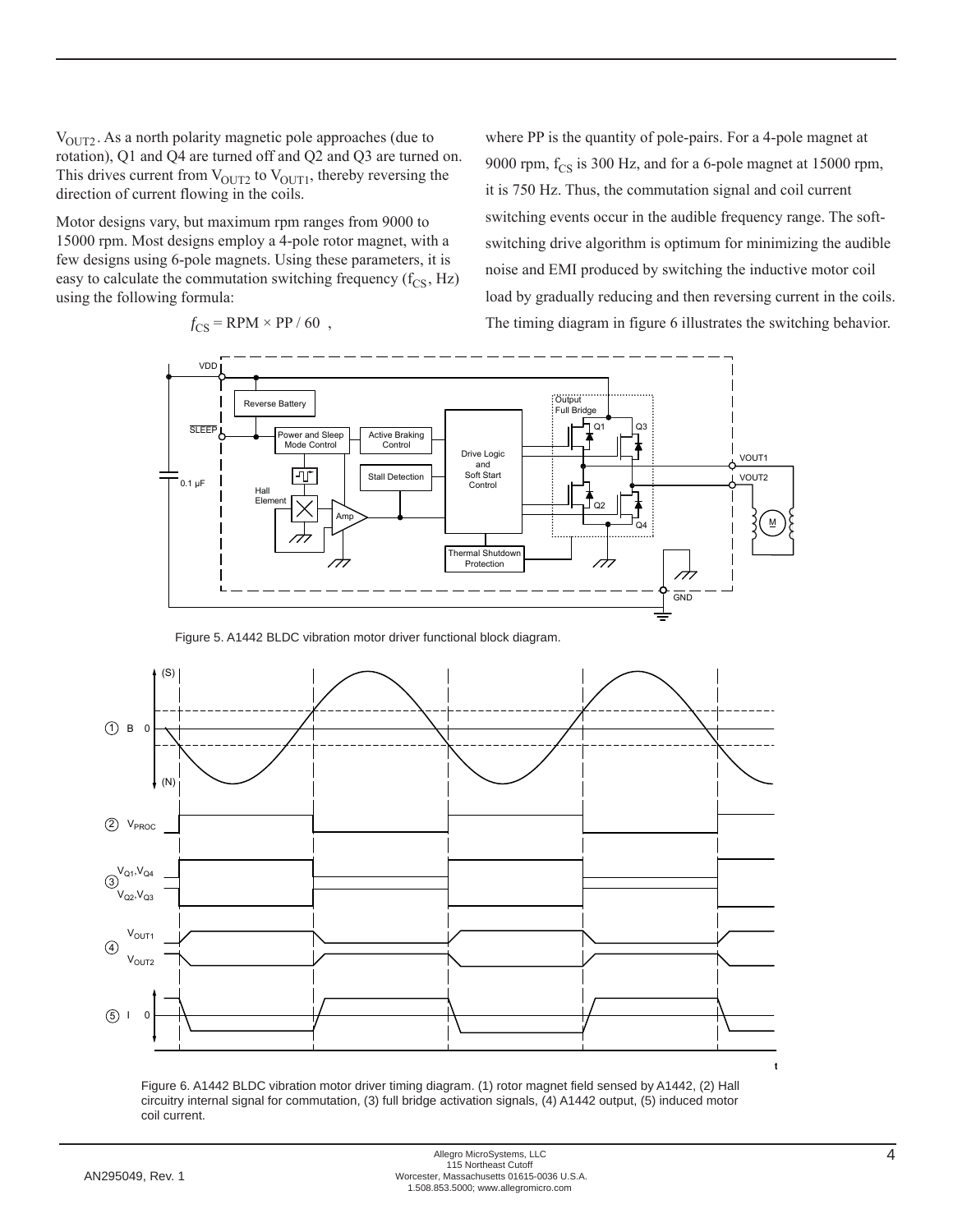$V_{OUT2}$. As a north polarity magnetic pole approaches (due to rotation), Q1 and Q4 are turned off and Q2 and Q3 are turned on. This drives current from $V_{OUT2}$ to $V_{OUT1}$, thereby reversing the direction of current flowing in the coils.

Motor designs vary, but maximum rpm ranges from 9000 to 15000 rpm. Most designs employ a 4-pole rotor magnet, with a few designs using 6-pole magnets. Using these parameters, it is easy to calculate the commutation switching frequency ($f_{CS}$, Hz) using the following formula:

$$f_{CS} = \text{RPM} \times \text{PP} / 60 \ ,$$

where PP is the quantity of pole-pairs. For a 4-pole magnet at 9000 rpm, $f_{CS}$ is 300 Hz, and for a 6-pole magnet at 15000 rpm, it is 750 Hz. Thus, the commutation signal and coil current switching events occur in the audible frequency range. The soft-switching drive algorithm is optimum for minimizing the audible noise and EMI produced by switching the inductive motor coil load by gradually reducing and then reversing current in the coils. The timing diagram in figure 6 illustrates the switching behavior.

Figure 5. A1442 BLDC vibration motor driver functional block diagram.

Figure 6. A1442 BLDC vibration motor driver timing diagram. (1) rotor magnet field sensed by A1442, (2) Hall circuitry internal signal for commutation, (3) full bridge activation signals, (4) A1442 output, (5) induced motor coil current.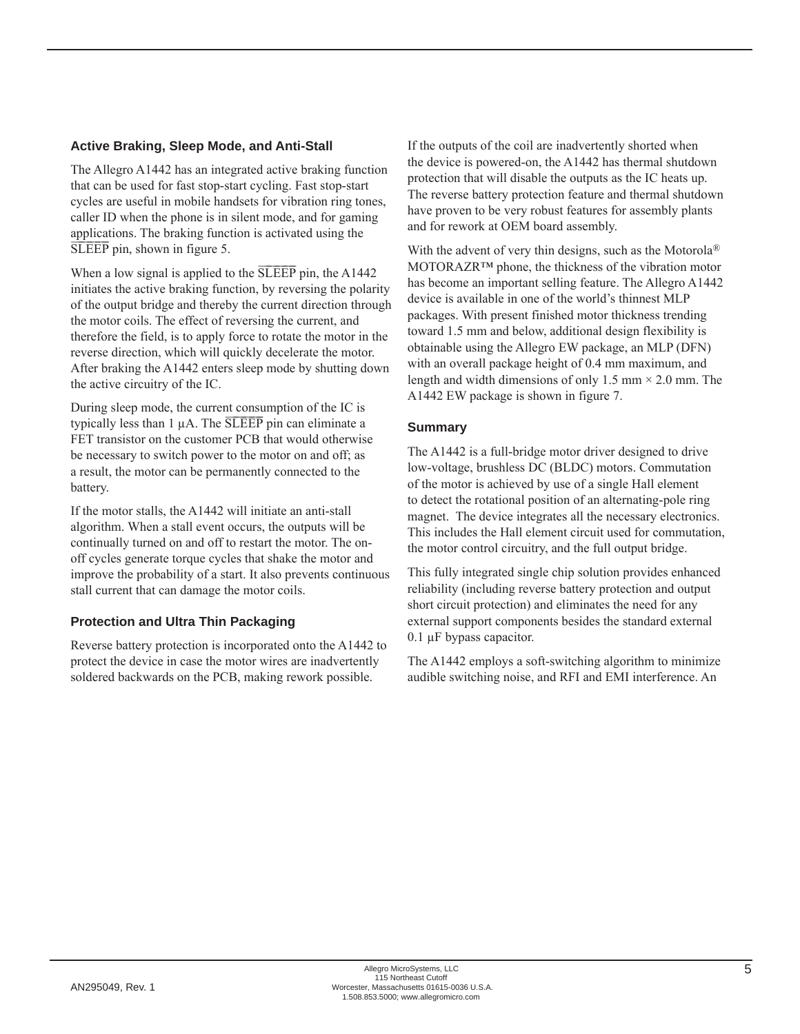### Active Braking, Sleep Mode, and Anti-Stall

The Allegro A1442 has an integrated active braking function that can be used for fast stop-start cycling. Fast stop-start cycles are useful in mobile handsets for vibration ring tones, caller ID when the phone is in silent mode, and for gaming applications. The braking function is activated using the $\overline{\text{SLEEP}}$ pin, shown in figure 5.

When a low signal is applied to the $\overline{\text{SLEEP}}$ pin, the A1442 initiates the active braking function, by reversing the polarity of the output bridge and thereby the current direction through the motor coils. The effect of reversing the current, and therefore the field, is to apply force to rotate the motor in the reverse direction, which will quickly decelerate the motor. After braking the A1442 enters sleep mode by shutting down the active circuitry of the IC.

During sleep mode, the current consumption of the IC is typically less than 1 µA. The $\overline{\text{SLEEP}}$ pin can eliminate a FET transistor on the customer PCB that would otherwise be necessary to switch power to the motor on and off; as a result, the motor can be permanently connected to the battery.

If the motor stalls, the A1442 will initiate an anti-stall algorithm. When a stall event occurs, the outputs will be continually turned on and off to restart the motor. The on-off cycles generate torque cycles that shake the motor and improve the probability of a start. It also prevents continuous stall current that can damage the motor coils.

### Protection and Ultra Thin Packaging

Reverse battery protection is incorporated onto the A1442 to protect the device in case the motor wires are inadvertently soldered backwards on the PCB, making rework possible.

If the outputs of the coil are inadvertently shorted when the device is powered-on, the A1442 has thermal shutdown protection that will disable the outputs as the IC heats up. The reverse battery protection feature and thermal shutdown have proven to be very robust features for assembly plants and for rework at OEM board assembly.

With the advent of very thin designs, such as the Motorola® MOTORAZR™ phone, the thickness of the vibration motor has become an important selling feature. The Allegro A1442 device is available in one of the world's thinnest MLP packages. With present finished motor thickness trending toward 1.5 mm and below, additional design flexibility is obtainable using the Allegro EW package, an MLP (DFN) with an overall package height of 0.4 mm maximum, and length and width dimensions of only 1.5 mm × 2.0 mm. The A1442 EW package is shown in figure 7.

### Summary

The A1442 is a full-bridge motor driver designed to drive low-voltage, brushless DC (BLDC) motors. Commutation of the motor is achieved by use of a single Hall element to detect the rotational position of an alternating-pole ring magnet. The device integrates all the necessary electronics. This includes the Hall element circuit used for commutation, the motor control circuitry, and the full output bridge.

This fully integrated single chip solution provides enhanced reliability (including reverse battery protection and output short circuit protection) and eliminates the need for any external support components besides the standard external 0.1 µF bypass capacitor.

The A1442 employs a soft-switching algorithm to minimize audible switching noise, and RFI and EMI interference. An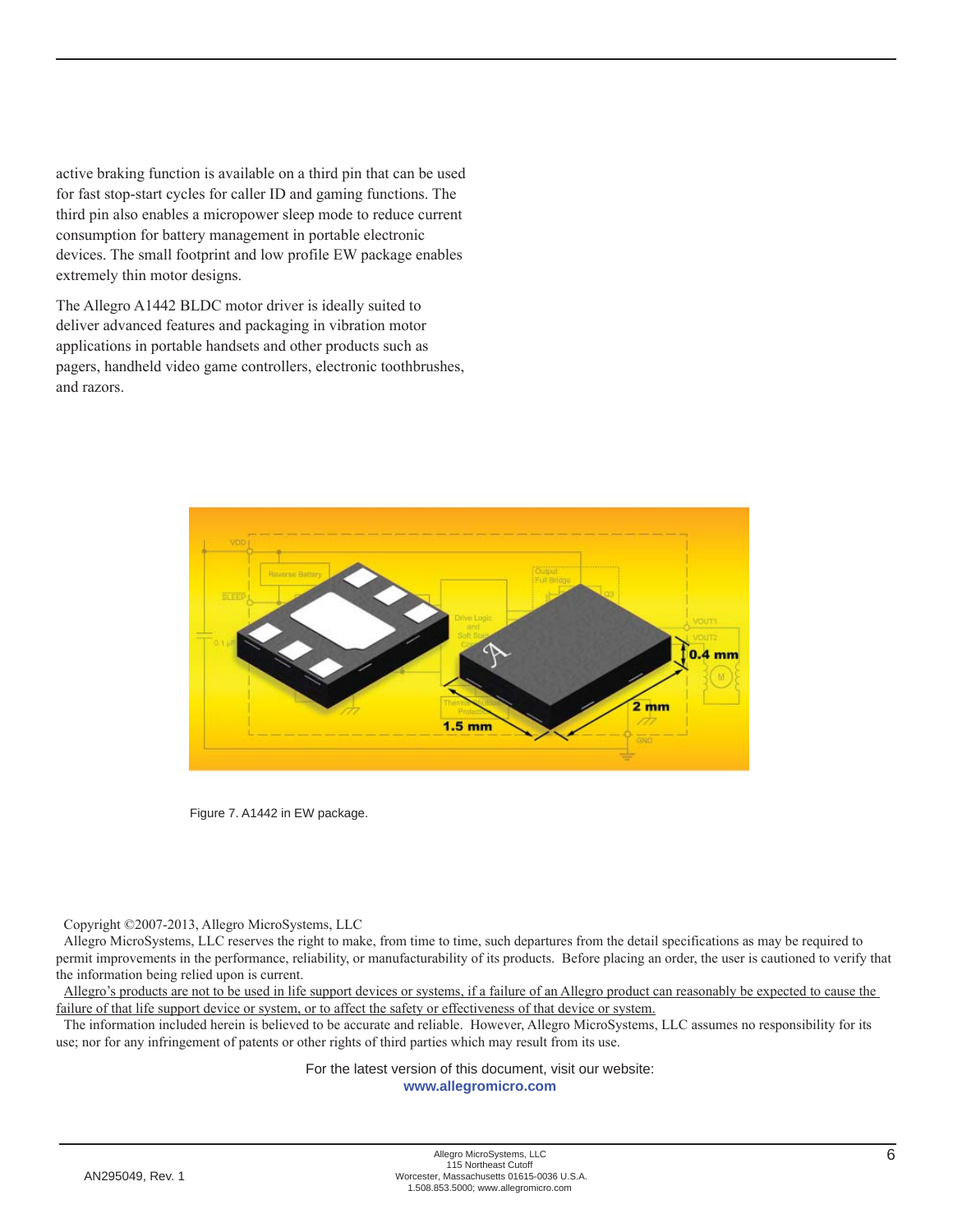active braking function is available on a third pin that can be used for fast stop-start cycles for caller ID and gaming functions. The third pin also enables a micropower sleep mode to reduce current consumption for battery management in portable electronic devices. The small footprint and low profile EW package enables extremely thin motor designs.

The Allegro A1442 BLDC motor driver is ideally suited to deliver advanced features and packaging in vibration motor applications in portable handsets and other products such as pagers, handheld video game controllers, electronic toothbrushes, and razors.

Figure 7. A1442 in EW package.

Copyright ©2007-2013, Allegro MicroSystems, LLC

Allegro MicroSystems, LLC reserves the right to make, from time to time, such departures from the detail specifications as may be required to permit improvements in the performance, reliability, or manufacturability of its products. Before placing an order, the user is cautioned to verify that the information being relied upon is current.

Allegro's products are not to be used in life support devices or systems, if a failure of an Allegro product can reasonably be expected to cause the failure of that life support device or system, or to affect the safety or effectiveness of that device or system.

The information included herein is believed to be accurate and reliable. However, Allegro MicroSystems, LLC assumes no responsibility for its use; nor for any infringement of patents or other rights of third parties which may result from its use.

For the latest version of this document, visit our website:

**www.allegromicro.com**